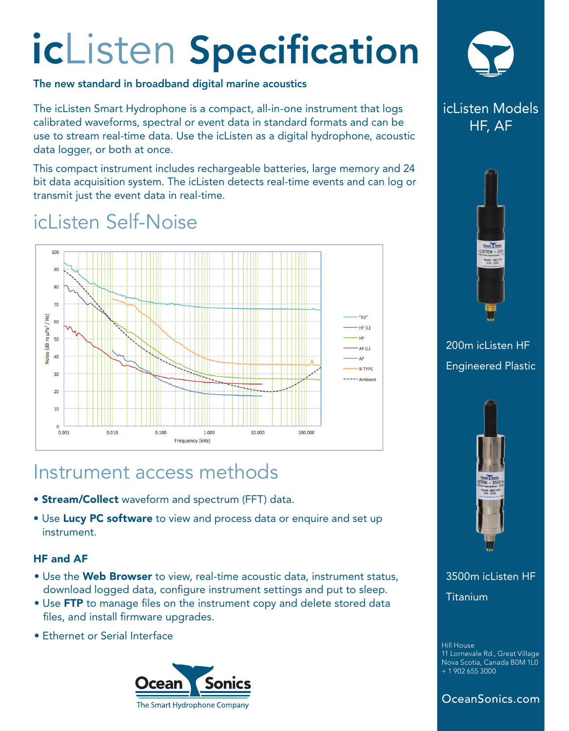# icListen Specification

**The new standard in broadband digital marine acoustics**

The icListen Smart Hydrophone is a compact, all-in-one instrument that logs calibrated waveforms, spectral or event data in standard formats and can be use to stream real-time data. Use the icListen as a digital hydrophone, acoustic data logger, or both at once.

This compact instrument includes rechargeable batteries, large memory and 24 bit data acquisition system. The icListen detects real-time events and can log or transmit just the event data in real-time.

## icListen Self-Noise

## Instrument access methods

- **Stream/Collect** waveform and spectrum (FFT) data.
- Use **Lucy PC software** to view and process data or enquire and set up instrument.

### HF and AF

- Use the **Web Browser** to view, real-time acoustic data, instrument status, download logged data, configure instrument settings and put to sleep.
- Use **FTP** to manage files on the instrument copy and delete stored data files, and install firmware upgrades.
- Ethernet or Serial Interface

Ocean Sonics
The Smart Hydrophone Company

icListen Models HF, AF

200m icListen HF
Engineered Plastic

3500m icListen HF
Titanium

Hill House
11 Lornevale Rd., Great Village
Nova Scotia, Canada B0M 1L0
+ 1 902 655 3000

OceanSonics.com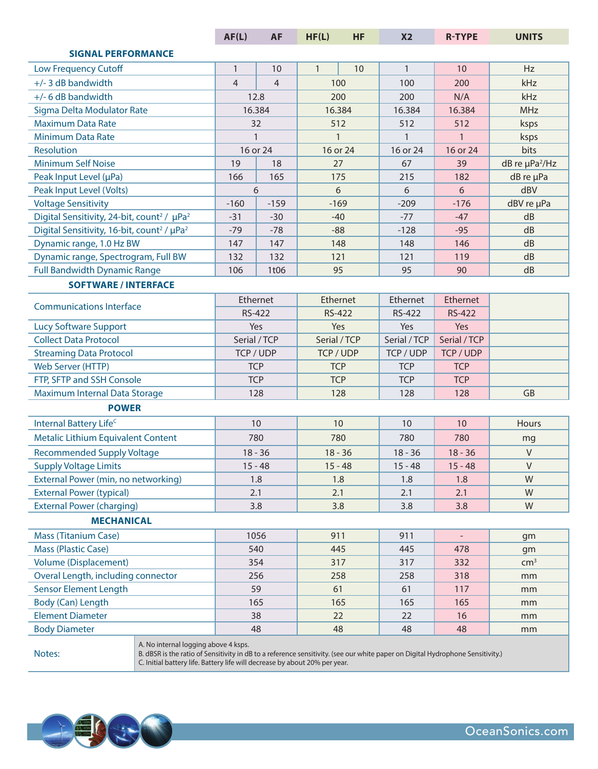| | AF(L) | AF | HF(L) | HF | X2 | R-TYPE | UNITS |
|---|---|---|---|---|---|---|---|
| **SIGNAL PERFORMANCE** | | | | | | | |
| Low Frequency Cutoff | 1 | 10 | 1 | 10 | 1 | 10 | Hz |
| +/- 3 dB bandwidth | 4 | 4 | 100 | | 100 | 200 | kHz |
| +/- 6 dB bandwidth | 12.8 | | 200 | | 200 | N/A | kHz |
| Sigma Delta Modulator Rate | 16.384 | | 16.384 | | 16.384 | 16.384 | MHz |
| Maximum Data Rate | 32 | | 512 | | 512 | 512 | ksps |
| Minimum Data Rate | 1 | | 1 | | 1 | 1 | ksps |
| Resolution | 16 or 24 | | 16 or 24 | | 16 or 24 | 16 or 24 | bits |
| Minimum Self Noise | 19 | 18 | 27 | | 67 | 39 | dB re μPa²/Hz |
| Peak Input Level (μPa) | 166 | 165 | 175 | | 215 | 182 | dB re μPa |
| Peak Input Level (Volts) | 6 | | 6 | | 6 | 6 | dBV |
| Voltage Sensitivity | -160 | -159 | -169 | | -209 | -176 | dBV re μPa |
| Digital Sensitivity, 24-bit, count² / μPa² | -31 | -30 | -40 | | -77 | -47 | dB |
| Digital Sensitivity, 16-bit, count² / μPa² | -79 | -78 | -88 | | -128 | -95 | dB |
| Dynamic range, 1.0 Hz BW | 147 | 147 | 148 | | 148 | 146 | dB |
| Dynamic range, Spectrogram, Full BW | 132 | 132 | 121 | | 121 | 119 | dB |
| Full Bandwidth Dynamic Range | 106 | 1t06 | 95 | | 95 | 90 | dB |
| **SOFTWARE / INTERFACE** | | | | | | | |
| Communications Interface | Ethernet<br>RS-422 | | Ethernet<br>RS-422 | | Ethernet<br>RS-422 | Ethernet<br>RS-422 | |
| Lucy Software Support | Yes | | Yes | | Yes | Yes | |
| Collect Data Protocol | Serial / TCP | | Serial / TCP | | Serial / TCP | Serial / TCP | |
| Streaming Data Protocol | TCP / UDP | | TCP / UDP | | TCP / UDP | TCP / UDP | |
| Web Server (HTTP) | TCP | | TCP | | TCP | TCP | |
| FTP, SFTP and SSH Console | TCP | | TCP | | TCP | TCP | |
| Maximum Internal Data Storage | 128 | | 128 | | 128 | 128 | GB |
| **POWER** | | | | | | | |
| Internal Battery Life[C] | 10 | | 10 | | 10 | 10 | Hours |
| Metalic Lithium Equivalent Content | 780 | | 780 | | 780 | 780 | mg |
| Recommended Supply Voltage | 18 - 36 | | 18 - 36 | | 18 - 36 | 18 - 36 | V |
| Supply Voltage Limits | 15 - 48 | | 15 - 48 | | 15 - 48 | 15 - 48 | V |
| External Power (min, no networking) | 1.8 | | 1.8 | | 1.8 | 1.8 | W |
| External Power (typical) | 2.1 | | 2.1 | | 2.1 | 2.1 | W |
| External Power (charging) | 3.8 | | 3.8 | | 3.8 | 3.8 | W |
| **MECHANICAL** | | | | | | | |
| Mass (Titanium Case) | 1056 | | 911 | | 911 | - | gm |
| Mass (Plastic Case) | 540 | | 445 | | 445 | 478 | gm |
| Volume (Displacement) | 354 | | 317 | | 317 | 332 | cm³ |
| Overal Length, including connector | 256 | | 258 | | 258 | 318 | mm |
| Sensor Element Length | 59 | | 61 | | 61 | 117 | mm |
| Body (Can) Length | 165 | | 165 | | 165 | 165 | mm |
| Element Diameter | 38 | | 22 | | 22 | 16 | mm |
| Body Diameter | 48 | | 48 | | 48 | 48 | mm |

Notes:

A. No internal logging above 4 ksps.
B. dBSR is the ratio of Sensitivity in dB to a reference sensitivity. (see our white paper on Digital Hydrophone Sensitivity.)
C. Initial battery life. Battery life will decrease by about 20% per year.

OceanSonics.com